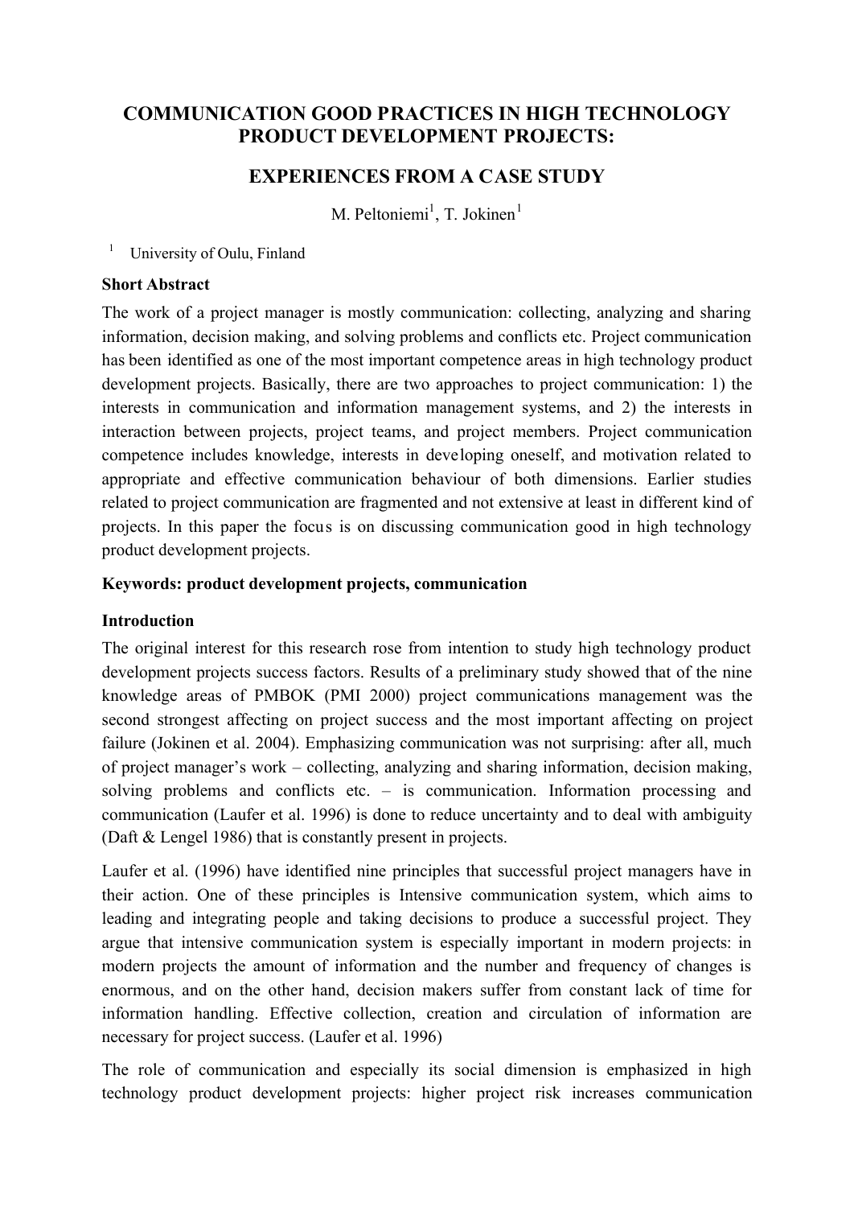# COMMUNICATION GOOD PRACTICES IN HIGH TECHNOLOGY PRODUCT DEVELOPMENT PROJECTS:

## EXPERIENCES FROM A CASE STUDY

M. Peltoniemi[1], T. Jokinen[1]

[1] University of Oulu, Finland

**Short Abstract**

The work of a project manager is mostly communication: collecting, analyzing and sharing information, decision making, and solving problems and conflicts etc. Project communication has been identified as one of the most important competence areas in high technology product development projects. Basically, there are two approaches to project communication: 1) the interests in communication and information management systems, and 2) the interests in interaction between projects, project teams, and project members. Project communication competence includes knowledge, interests in developing oneself, and motivation related to appropriate and effective communication behaviour of both dimensions. Earlier studies related to project communication are fragmented and not extensive at least in different kind of projects. In this paper the focus is on discussing communication good in high technology product development projects.

**Keywords: product development projects, communication**

**Introduction**

The original interest for this research rose from intention to study high technology product development projects success factors. Results of a preliminary study showed that of the nine knowledge areas of PMBOK (PMI 2000) project communications management was the second strongest affecting on project success and the most important affecting on project failure (Jokinen et al. 2004). Emphasizing communication was not surprising: after all, much of project manager's work – collecting, analyzing and sharing information, decision making, solving problems and conflicts etc. – is communication. Information processing and communication (Laufer et al. 1996) is done to reduce uncertainty and to deal with ambiguity (Daft & Lengel 1986) that is constantly present in projects.

Laufer et al. (1996) have identified nine principles that successful project managers have in their action. One of these principles is Intensive communication system, which aims to leading and integrating people and taking decisions to produce a successful project. They argue that intensive communication system is especially important in modern projects: in modern projects the amount of information and the number and frequency of changes is enormous, and on the other hand, decision makers suffer from constant lack of time for information handling. Effective collection, creation and circulation of information are necessary for project success. (Laufer et al. 1996)

The role of communication and especially its social dimension is emphasized in high technology product development projects: higher project risk increases communication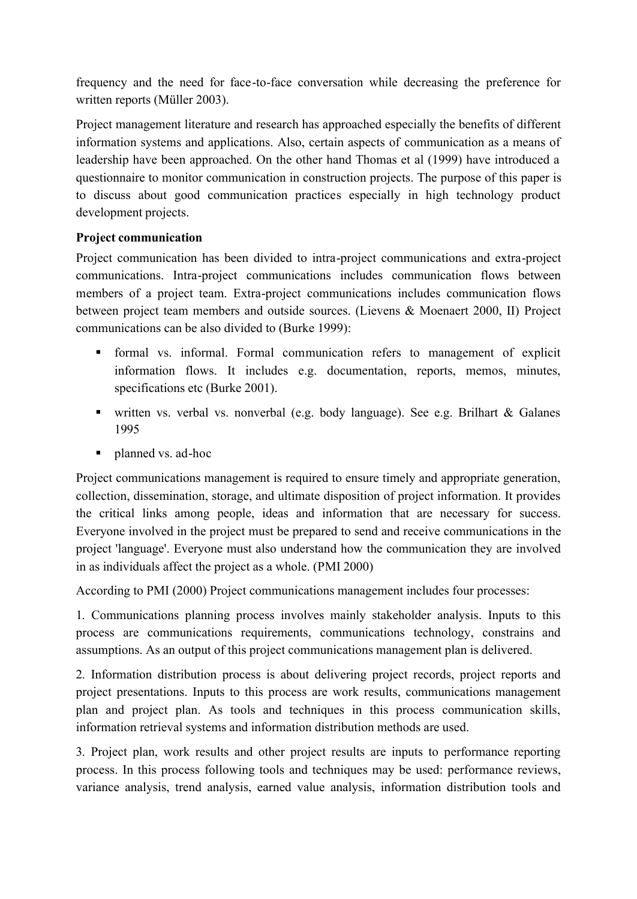frequency and the need for face-to-face conversation while decreasing the preference for written reports (Müller 2003).

Project management literature and research has approached especially the benefits of different information systems and applications. Also, certain aspects of communication as a means of leadership have been approached. On the other hand Thomas et al (1999) have introduced a questionnaire to monitor communication in construction projects. The purpose of this paper is to discuss about good communication practices especially in high technology product development projects.

**Project communication**

Project communication has been divided to intra-project communications and extra-project communications. Intra-project communications includes communication flows between members of a project team. Extra-project communications includes communication flows between project team members and outside sources. (Lievens & Moenaert 2000, II) Project communications can be also divided to (Burke 1999):

- formal vs. informal. Formal communication refers to management of explicit information flows. It includes e.g. documentation, reports, memos, minutes, specifications etc (Burke 2001).
- written vs. verbal vs. nonverbal (e.g. body language). See e.g. Brilhart & Galanes 1995
- planned vs. ad-hoc

Project communications management is required to ensure timely and appropriate generation, collection, dissemination, storage, and ultimate disposition of project information. It provides the critical links among people, ideas and information that are necessary for success. Everyone involved in the project must be prepared to send and receive communications in the project 'language'. Everyone must also understand how the communication they are involved in as individuals affect the project as a whole. (PMI 2000)

According to PMI (2000) Project communications management includes four processes:

1. Communications planning process involves mainly stakeholder analysis. Inputs to this process are communications requirements, communications technology, constrains and assumptions. As an output of this project communications management plan is delivered.

2. Information distribution process is about delivering project records, project reports and project presentations. Inputs to this process are work results, communications management plan and project plan. As tools and techniques in this process communication skills, information retrieval systems and information distribution methods are used.

3. Project plan, work results and other project results are inputs to performance reporting process. In this process following tools and techniques may be used: performance reviews, variance analysis, trend analysis, earned value analysis, information distribution tools and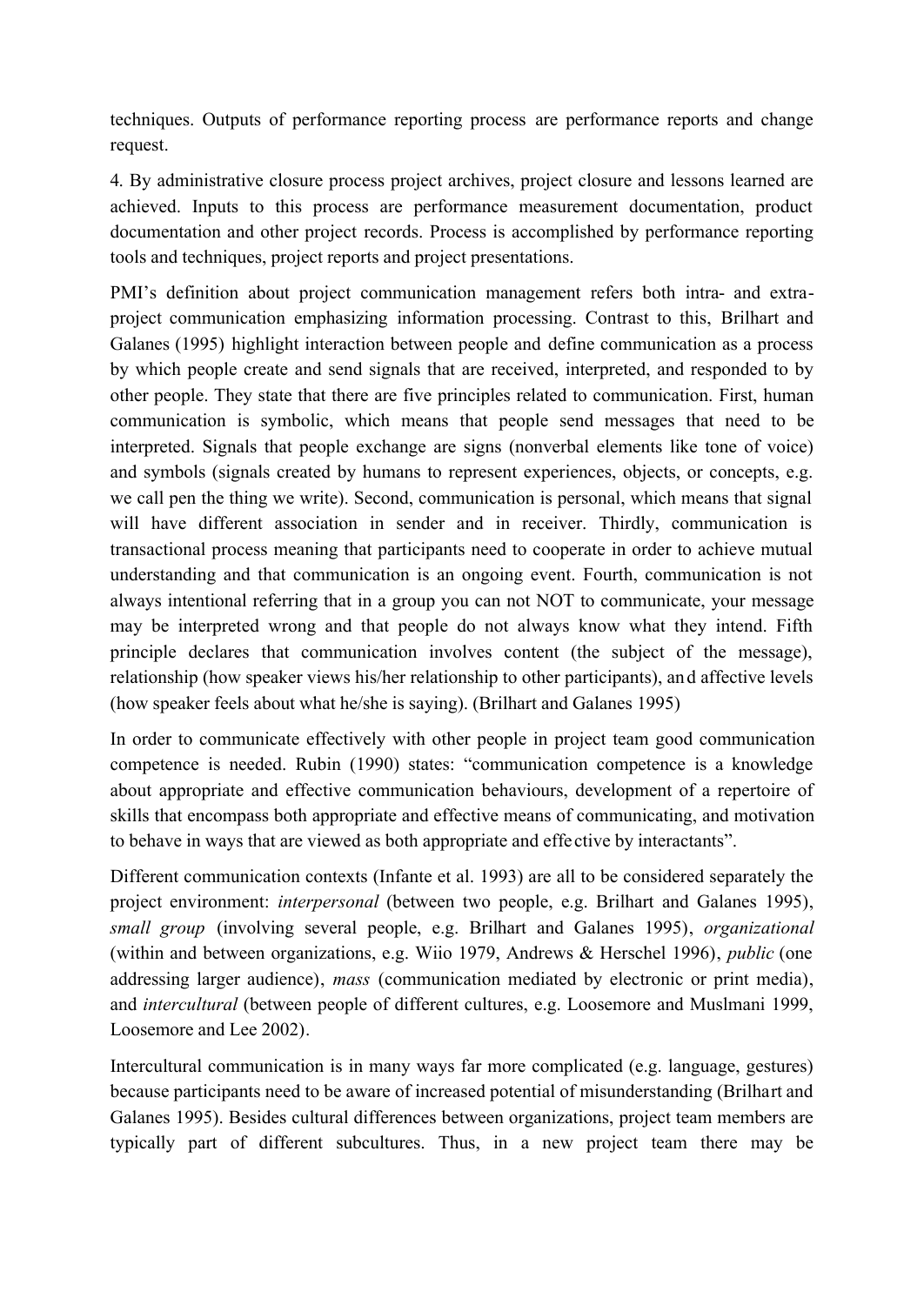techniques. Outputs of performance reporting process are performance reports and change request.

4. By administrative closure process project archives, project closure and lessons learned are achieved. Inputs to this process are performance measurement documentation, product documentation and other project records. Process is accomplished by performance reporting tools and techniques, project reports and project presentations.

PMI's definition about project communication management refers both intra- and extra-project communication emphasizing information processing. Contrast to this, Brilhart and Galanes (1995) highlight interaction between people and define communication as a process by which people create and send signals that are received, interpreted, and responded to by other people. They state that there are five principles related to communication. First, human communication is symbolic, which means that people send messages that need to be interpreted. Signals that people exchange are signs (nonverbal elements like tone of voice) and symbols (signals created by humans to represent experiences, objects, or concepts, e.g. we call pen the thing we write). Second, communication is personal, which means that signal will have different association in sender and in receiver. Thirdly, communication is transactional process meaning that participants need to cooperate in order to achieve mutual understanding and that communication is an ongoing event. Fourth, communication is not always intentional referring that in a group you can not NOT to communicate, your message may be interpreted wrong and that people do not always know what they intend. Fifth principle declares that communication involves content (the subject of the message), relationship (how speaker views his/her relationship to other participants), and affective levels (how speaker feels about what he/she is saying). (Brilhart and Galanes 1995)

In order to communicate effectively with other people in project team good communication competence is needed. Rubin (1990) states: "communication competence is a knowledge about appropriate and effective communication behaviours, development of a repertoire of skills that encompass both appropriate and effective means of communicating, and motivation to behave in ways that are viewed as both appropriate and effective by interactants".

Different communication contexts (Infante et al. 1993) are all to be considered separately the project environment: *interpersonal* (between two people, e.g. Brilhart and Galanes 1995), *small group* (involving several people, e.g. Brilhart and Galanes 1995), *organizational* (within and between organizations, e.g. Wiio 1979, Andrews & Herschel 1996), *public* (one addressing larger audience), *mass* (communication mediated by electronic or print media), and *intercultural* (between people of different cultures, e.g. Loosemore and Muslmani 1999, Loosemore and Lee 2002).

Intercultural communication is in many ways far more complicated (e.g. language, gestures) because participants need to be aware of increased potential of misunderstanding (Brilhart and Galanes 1995). Besides cultural differences between organizations, project team members are typically part of different subcultures. Thus, in a new project team there may be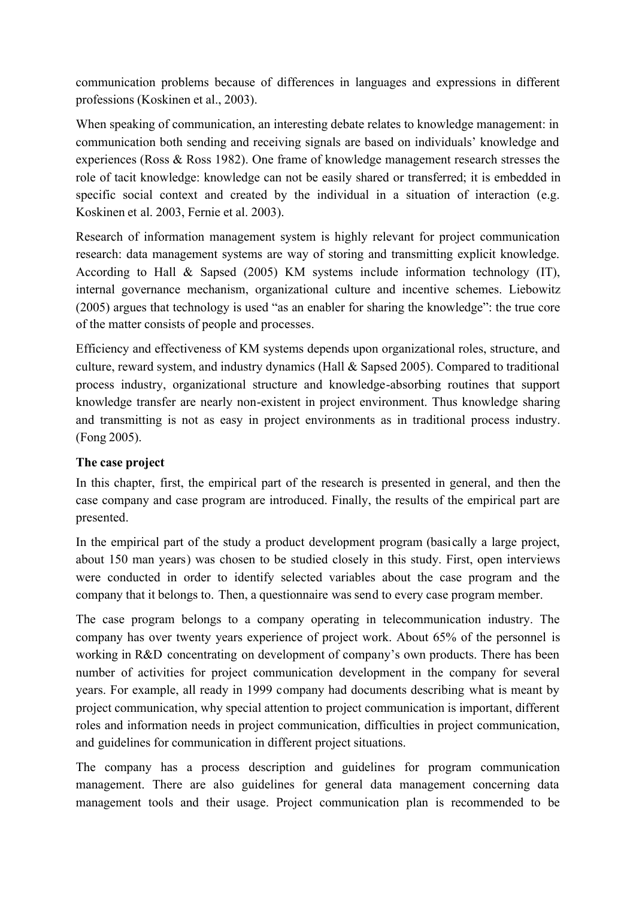communication problems because of differences in languages and expressions in different professions (Koskinen et al., 2003).

When speaking of communication, an interesting debate relates to knowledge management: in communication both sending and receiving signals are based on individuals' knowledge and experiences (Ross & Ross 1982). One frame of knowledge management research stresses the role of tacit knowledge: knowledge can not be easily shared or transferred; it is embedded in specific social context and created by the individual in a situation of interaction (e.g. Koskinen et al. 2003, Fernie et al. 2003).

Research of information management system is highly relevant for project communication research: data management systems are way of storing and transmitting explicit knowledge. According to Hall & Sapsed (2005) KM systems include information technology (IT), internal governance mechanism, organizational culture and incentive schemes. Liebowitz (2005) argues that technology is used "as an enabler for sharing the knowledge": the true core of the matter consists of people and processes.

Efficiency and effectiveness of KM systems depends upon organizational roles, structure, and culture, reward system, and industry dynamics (Hall & Sapsed 2005). Compared to traditional process industry, organizational structure and knowledge-absorbing routines that support knowledge transfer are nearly non-existent in project environment. Thus knowledge sharing and transmitting is not as easy in project environments as in traditional process industry. (Fong 2005).

## The case project

In this chapter, first, the empirical part of the research is presented in general, and then the case company and case program are introduced. Finally, the results of the empirical part are presented.

In the empirical part of the study a product development program (basically a large project, about 150 man years) was chosen to be studied closely in this study. First, open interviews were conducted in order to identify selected variables about the case program and the company that it belongs to. Then, a questionnaire was send to every case program member.

The case program belongs to a company operating in telecommunication industry. The company has over twenty years experience of project work. About 65% of the personnel is working in R&D concentrating on development of company's own products. There has been number of activities for project communication development in the company for several years. For example, all ready in 1999 company had documents describing what is meant by project communication, why special attention to project communication is important, different roles and information needs in project communication, difficulties in project communication, and guidelines for communication in different project situations.

The company has a process description and guidelines for program communication management. There are also guidelines for general data management concerning data management tools and their usage. Project communication plan is recommended to be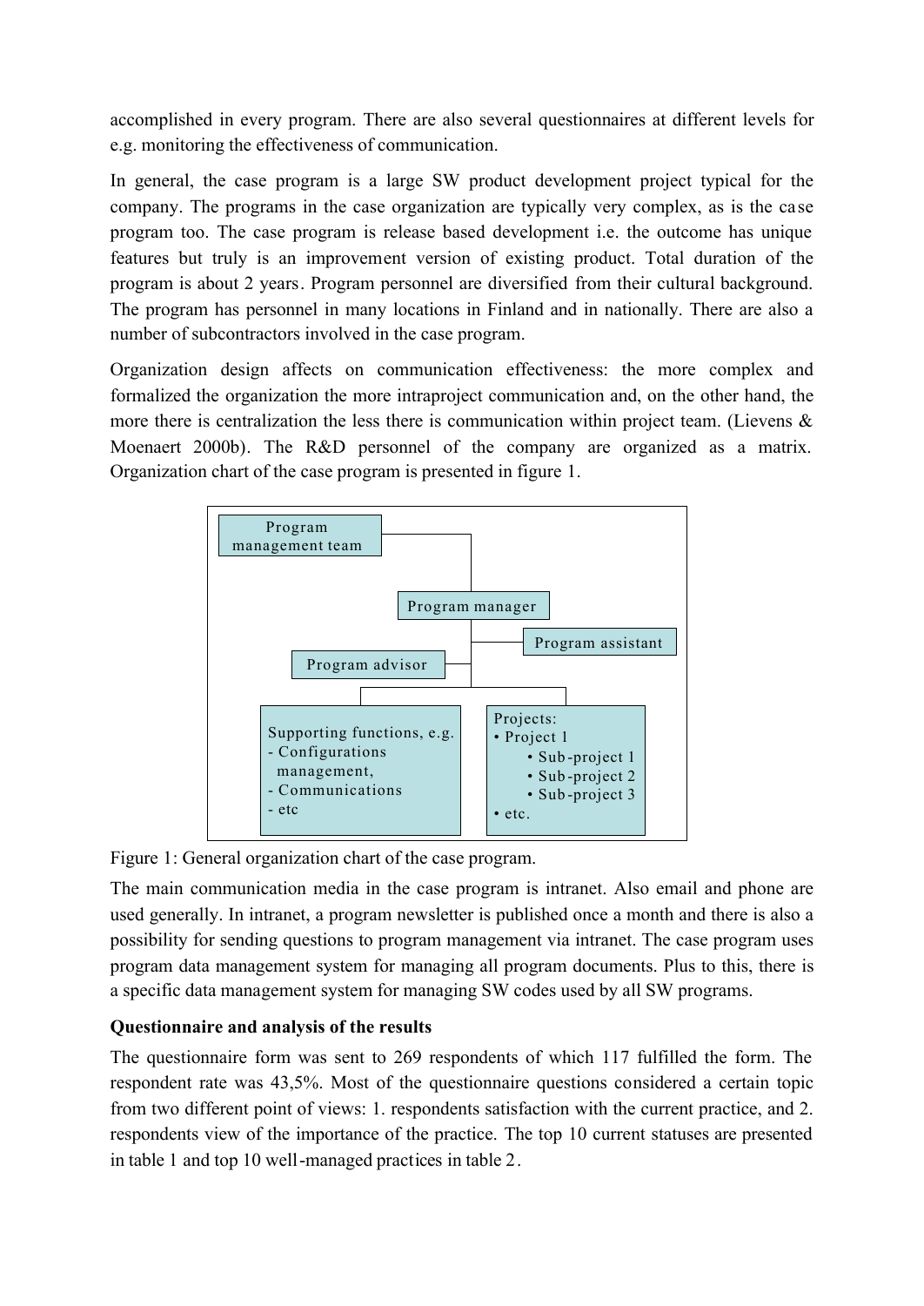accomplished in every program. There are also several questionnaires at different levels for e.g. monitoring the effectiveness of communication.

In general, the case program is a large SW product development project typical for the company. The programs in the case organization are typically very complex, as is the case program too. The case program is release based development i.e. the outcome has unique features but truly is an improvement version of existing product. Total duration of the program is about 2 years. Program personnel are diversified from their cultural background. The program has personnel in many locations in Finland and in nationally. There are also a number of subcontractors involved in the case program.

Organization design affects on communication effectiveness: the more complex and formalized the organization the more intraproject communication and, on the other hand, the more there is centralization the less there is communication within project team. (Lievens & Moenaert 2000b). The R&D personnel of the company are organized as a matrix. Organization chart of the case program is presented in figure 1.

Program management team

Program manager

Program assistant

Program advisor

Supporting functions, e.g.
- Configurations management,
- Communications
- etc

Projects:
- Project 1
  - Sub-project 1
  - Sub-project 2
  - Sub-project 3
- etc.

Figure 1: General organization chart of the case program.

The main communication media in the case program is intranet. Also email and phone are used generally. In intranet, a program newsletter is published once a month and there is also a possibility for sending questions to program management via intranet. The case program uses program data management system for managing all program documents. Plus to this, there is a specific data management system for managing SW codes used by all SW programs.

**Questionnaire and analysis of the results**

The questionnaire form was sent to 269 respondents of which 117 fulfilled the form. The respondent rate was 43,5%. Most of the questionnaire questions considered a certain topic from two different point of views: 1. respondents satisfaction with the current practice, and 2. respondents view of the importance of the practice. The top 10 current statuses are presented in table 1 and top 10 well-managed practices in table 2.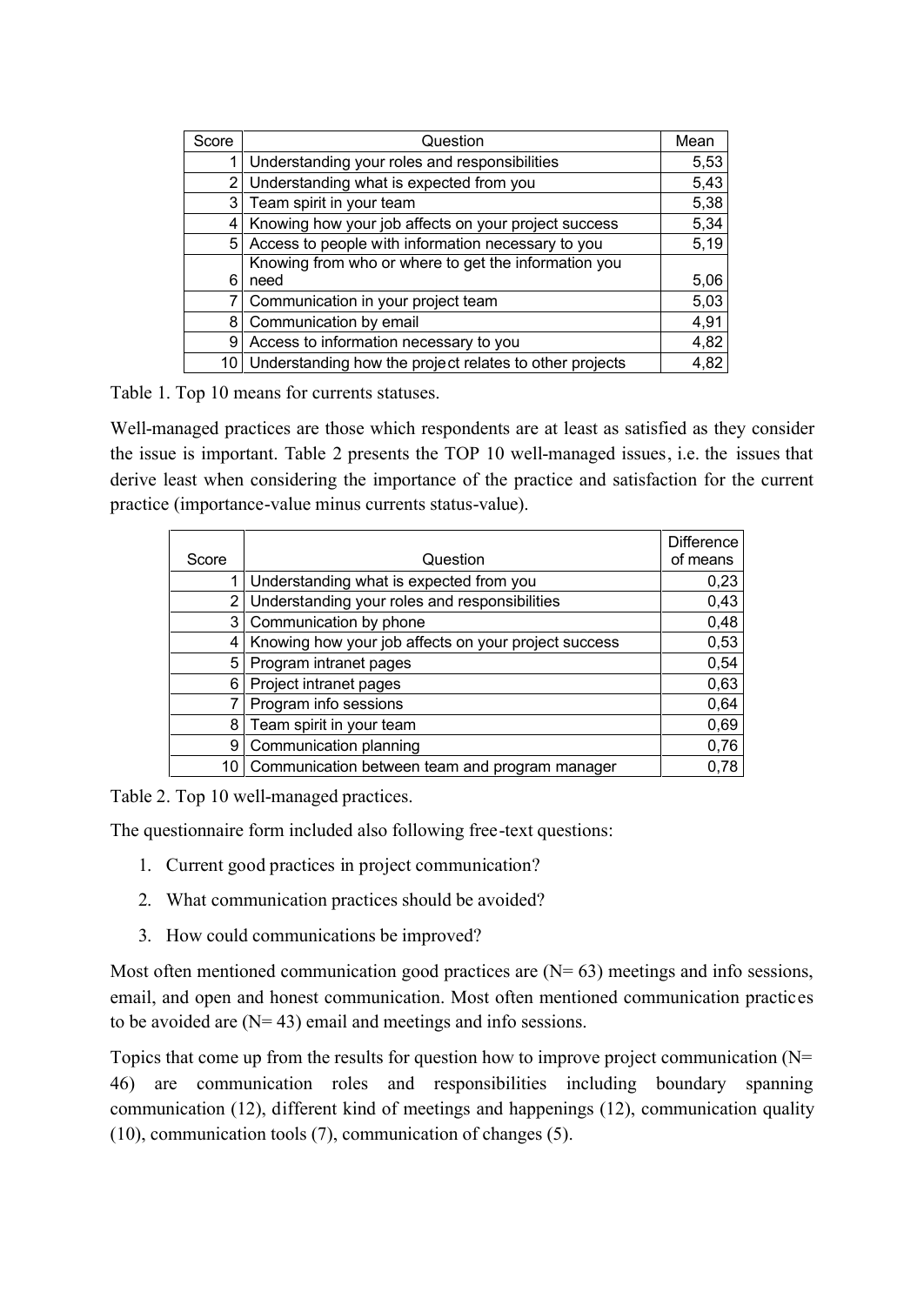| Score | Question | Mean |
|---|---|---|
| 1 | Understanding your roles and responsibilities | 5,53 |
| 2 | Understanding what is expected from you | 5,43 |
| 3 | Team spirit in your team | 5,38 |
| 4 | Knowing how your job affects on your project success | 5,34 |
| 5 | Access to people with information necessary to you | 5,19 |
| 6 | Knowing from who or where to get the information you need | 5,06 |
| 7 | Communication in your project team | 5,03 |
| 8 | Communication by email | 4,91 |
| 9 | Access to information necessary to you | 4,82 |
| 10 | Understanding how the project relates to other projects | 4,82 |

Table 1. Top 10 means for currents statuses.

Well-managed practices are those which respondents are at least as satisfied as they consider the issue is important. Table 2 presents the TOP 10 well-managed issues, i.e. the issues that derive least when considering the importance of the practice and satisfaction for the current practice (importance-value minus currents status-value).

| Score | Question | Difference of means |
|---|---|---|
| 1 | Understanding what is expected from you | 0,23 |
| 2 | Understanding your roles and responsibilities | 0,43 |
| 3 | Communication by phone | 0,48 |
| 4 | Knowing how your job affects on your project success | 0,53 |
| 5 | Program intranet pages | 0,54 |
| 6 | Project intranet pages | 0,63 |
| 7 | Program info sessions | 0,64 |
| 8 | Team spirit in your team | 0,69 |
| 9 | Communication planning | 0,76 |
| 10 | Communication between team and program manager | 0,78 |

Table 2. Top 10 well-managed practices.

The questionnaire form included also following free-text questions:

1. Current good practices in project communication?
2. What communication practices should be avoided?
3. How could communications be improved?

Most often mentioned communication good practices are (N= 63) meetings and info sessions, email, and open and honest communication. Most often mentioned communication practices to be avoided are (N= 43) email and meetings and info sessions.

Topics that come up from the results for question how to improve project communication (N= 46) are communication roles and responsibilities including boundary spanning communication (12), different kind of meetings and happenings (12), communication quality (10), communication tools (7), communication of changes (5).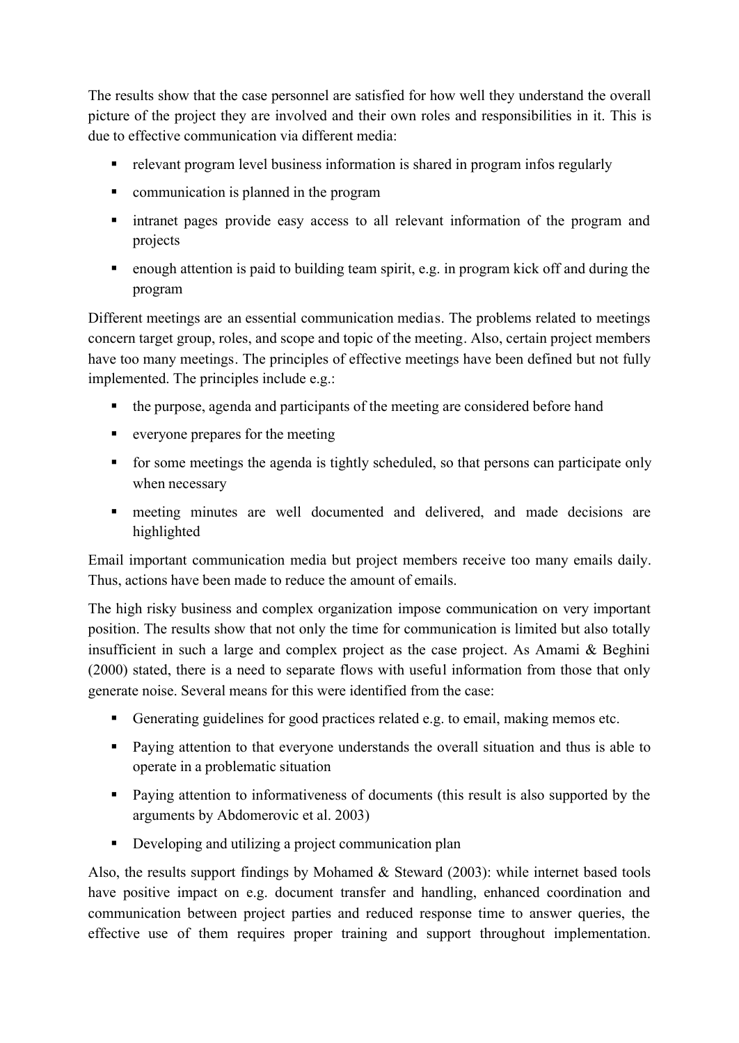The results show that the case personnel are satisfied for how well they understand the overall picture of the project they are involved and their own roles and responsibilities in it. This is due to effective communication via different media:

- relevant program level business information is shared in program infos regularly
- communication is planned in the program
- intranet pages provide easy access to all relevant information of the program and projects
- enough attention is paid to building team spirit, e.g. in program kick off and during the program

Different meetings are an essential communication medias. The problems related to meetings concern target group, roles, and scope and topic of the meeting. Also, certain project members have too many meetings. The principles of effective meetings have been defined but not fully implemented. The principles include e.g.:

- the purpose, agenda and participants of the meeting are considered before hand
- everyone prepares for the meeting
- for some meetings the agenda is tightly scheduled, so that persons can participate only when necessary
- meeting minutes are well documented and delivered, and made decisions are highlighted

Email important communication media but project members receive too many emails daily. Thus, actions have been made to reduce the amount of emails.

The high risky business and complex organization impose communication on very important position. The results show that not only the time for communication is limited but also totally insufficient in such a large and complex project as the case project. As Amami & Beghini (2000) stated, there is a need to separate flows with useful information from those that only generate noise. Several means for this were identified from the case:

- Generating guidelines for good practices related e.g. to email, making memos etc.
- Paying attention to that everyone understands the overall situation and thus is able to operate in a problematic situation
- Paying attention to informativeness of documents (this result is also supported by the arguments by Abdomerovic et al. 2003)
- Developing and utilizing a project communication plan

Also, the results support findings by Mohamed & Steward (2003): while internet based tools have positive impact on e.g. document transfer and handling, enhanced coordination and communication between project parties and reduced response time to answer queries, the effective use of them requires proper training and support throughout implementation.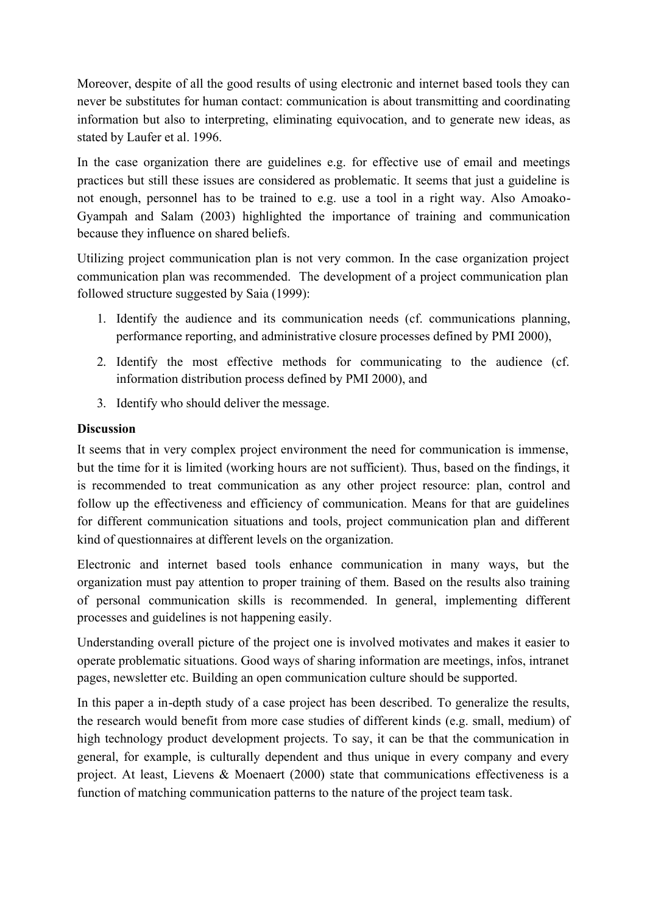Moreover, despite of all the good results of using electronic and internet based tools they can never be substitutes for human contact: communication is about transmitting and coordinating information but also to interpreting, eliminating equivocation, and to generate new ideas, as stated by Laufer et al. 1996.

In the case organization there are guidelines e.g. for effective use of email and meetings practices but still these issues are considered as problematic. It seems that just a guideline is not enough, personnel has to be trained to e.g. use a tool in a right way. Also Amoako-Gyampah and Salam (2003) highlighted the importance of training and communication because they influence on shared beliefs.

Utilizing project communication plan is not very common. In the case organization project communication plan was recommended. The development of a project communication plan followed structure suggested by Saia (1999):

1. Identify the audience and its communication needs (cf. communications planning, performance reporting, and administrative closure processes defined by PMI 2000),
2. Identify the most effective methods for communicating to the audience (cf. information distribution process defined by PMI 2000), and
3. Identify who should deliver the message.

**Discussion**

It seems that in very complex project environment the need for communication is immense, but the time for it is limited (working hours are not sufficient). Thus, based on the findings, it is recommended to treat communication as any other project resource: plan, control and follow up the effectiveness and efficiency of communication. Means for that are guidelines for different communication situations and tools, project communication plan and different kind of questionnaires at different levels on the organization.

Electronic and internet based tools enhance communication in many ways, but the organization must pay attention to proper training of them. Based on the results also training of personal communication skills is recommended. In general, implementing different processes and guidelines is not happening easily.

Understanding overall picture of the project one is involved motivates and makes it easier to operate problematic situations. Good ways of sharing information are meetings, infos, intranet pages, newsletter etc. Building an open communication culture should be supported.

In this paper a in-depth study of a case project has been described. To generalize the results, the research would benefit from more case studies of different kinds (e.g. small, medium) of high technology product development projects. To say, it can be that the communication in general, for example, is culturally dependent and thus unique in every company and every project. At least, Lievens & Moenaert (2000) state that communications effectiveness is a function of matching communication patterns to the nature of the project team task.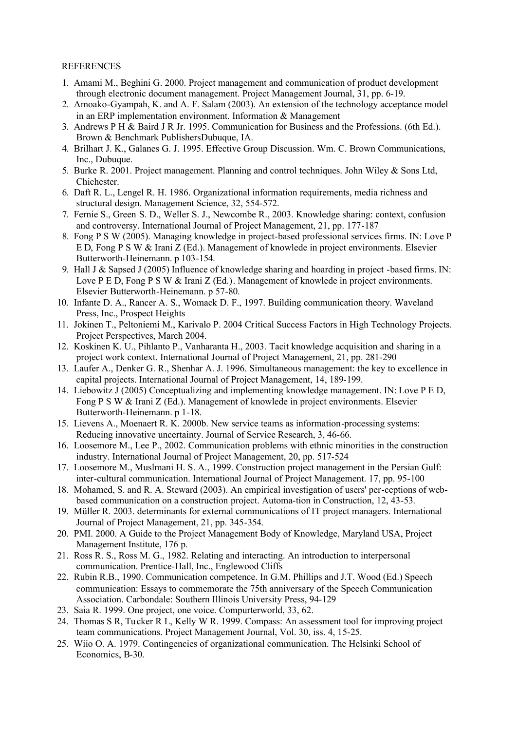REFERENCES

1. Amami M., Beghini G. 2000. Project management and communication of product development through electronic document management. Project Management Journal, 31, pp. 6-19.
2. Amoako-Gyampah, K. and A. F. Salam (2003). An extension of the technology acceptance model in an ERP implementation environment. Information & Management
3. Andrews P H & Baird J R Jr. 1995. Communication for Business and the Professions. (6th Ed.). Brown & Benchmark PublishersDubuque, IA.
4. Brilhart J. K., Galanes G. J. 1995. Effective Group Discussion. Wm. C. Brown Communications, Inc., Dubuque.
5. Burke R. 2001. Project management. Planning and control techniques. John Wiley & Sons Ltd, Chichester.
6. Daft R. L., Lengel R. H. 1986. Organizational information requirements, media richness and structural design. Management Science, 32, 554-572.
7. Fernie S., Green S. D., Weller S. J., Newcombe R., 2003. Knowledge sharing: context, confusion and controversy. International Journal of Project Management, 21, pp. 177-187
8. Fong P S W (2005). Managing knowledge in project-based professional services firms. IN: Love P E D, Fong P S W & Irani Z (Ed.). Management of knowlede in project environments. Elsevier Butterworth-Heinemann. p 103-154.
9. Hall J & Sapsed J (2005) Influence of knowledge sharing and hoarding in project -based firms. IN: Love P E D, Fong P S W & Irani Z (Ed.). Management of knowlede in project environments. Elsevier Butterworth-Heinemann. p 57-80.
10. Infante D. A., Rancer A. S., Womack D. F., 1997. Building communication theory. Waveland Press, Inc., Prospect Heights
11. Jokinen T., Peltoniemi M., Karivalo P. 2004 Critical Success Factors in High Technology Projects. Project Perspectives, March 2004.
12. Koskinen K. U., Pihlanto P., Vanharanta H., 2003. Tacit knowledge acquisition and sharing in a project work context. International Journal of Project Management, 21, pp. 281-290
13. Laufer A., Denker G. R., Shenhar A. J. 1996. Simultaneous management: the key to excellence in capital projects. International Journal of Project Management, 14, 189-199.
14. Liebowitz J (2005) Conceptualizing and implementing knowledge management. IN: Love P E D, Fong P S W & Irani Z (Ed.). Management of knowlede in project environments. Elsevier Butterworth-Heinemann. p 1-18.
15. Lievens A., Moenaert R. K. 2000b. New service teams as information-processing systems: Reducing innovative uncertainty. Journal of Service Research, 3, 46-66.
16. Loosemore M., Lee P., 2002. Communication problems with ethnic minorities in the construction industry. International Journal of Project Management, 20, pp. 517-524
17. Loosemore M., Muslmani H. S. A., 1999. Construction project management in the Persian Gulf: inter-cultural communication. International Journal of Project Management. 17, pp. 95-100
18. Mohamed, S. and R. A. Steward (2003). An empirical investigation of users' per-ceptions of web-based communication on a construction project. Automa-tion in Construction, 12, 43-53.
19. Müller R. 2003. determinants for external communications of IT project managers. International Journal of Project Management, 21, pp. 345-354.
20. PMI. 2000. A Guide to the Project Management Body of Knowledge, Maryland USA, Project Management Institute, 176 p.
21. Ross R. S., Ross M. G., 1982. Relating and interacting. An introduction to interpersonal communication. Prentice-Hall, Inc., Englewood Cliffs
22. Rubin R.B., 1990. Communication competence. In G.M. Phillips and J.T. Wood (Ed.) Speech communication: Essays to commemorate the 75th anniversary of the Speech Communication Association. Carbondale: Southern Illinois University Press, 94-129
23. Saia R. 1999. One project, one voice. Compurterworld, 33, 62.
24. Thomas S R, Tucker R L, Kelly W R. 1999. Compass: An assessment tool for improving project team communications. Project Management Journal, Vol. 30, iss. 4, 15-25.
25. Wiio O. A. 1979. Contingencies of organizational communication. The Helsinki School of Economics, B-30.